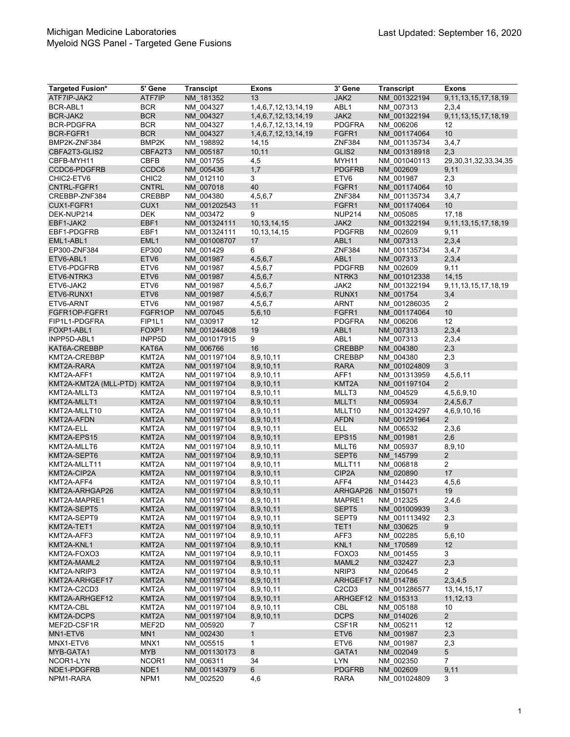# Michigan Medicine Laboratories
## Myeloid NGS Panel - Targeted Gene Fusions

Last Updated: September 16, 2020

| Targeted Fusion* | 5' Gene | Transcipt | Exons | 3' Gene | Transcript | Exons |
|---|---|---|---|---|---|---|
| ATF7IP-JAK2 | ATF7IP | NM_181352 | 13 | JAK2 | NM_001322194 | 9,11,13,15,17,18,19 |
| BCR-ABL1 | BCR | NM_004327 | 1,4,6,7,12,13,14,19 | ABL1 | NM_007313 | 2,3,4 |
| BCR-JAK2 | BCR | NM_004327 | 1,4,6,7,12,13,14,19 | JAK2 | NM_001322194 | 9,11,13,15,17,18,19 |
| BCR-PDGFRA | BCR | NM_004327 | 1,4,6,7,12,13,14,19 | PDGFRA | NM_006206 | 12 |
| BCR-FGFR1 | BCR | NM_004327 | 1,4,6,7,12,13,14,19 | FGFR1 | NM_001174064 | 10 |
| BMP2K-ZNF384 | BMP2K | NM_198892 | 14,15 | ZNF384 | NM_001135734 | 3,4,7 |
| CBFA2T3-GLIS2 | CBFA2T3 | NM_005187 | 10,11 | GLIS2 | NM_001318918 | 2,3 |
| CBFB-MYH11 | CBFB | NM_001755 | 4,5 | MYH11 | NM_001040113 | 29,30,31,32,33,34,35 |
| CCDC6-PDGFRB | CCDC6 | NM_005436 | 1,7 | PDGFRB | NM_002609 | 9,11 |
| CHIC2-ETV6 | CHIC2 | NM_012110 | 3 | ETV6 | NM_001987 | 2,3 |
| CNTRL-FGFR1 | CNTRL | NM_007018 | 40 | FGFR1 | NM_001174064 | 10 |
| CREBBP-ZNF384 | CREBBP | NM_004380 | 4,5,6,7 | ZNF384 | NM_001135734 | 3,4,7 |
| CUX1-FGFR1 | CUX1 | NM_001202543 | 11 | FGFR1 | NM_001174064 | 10 |
| DEK-NUP214 | DEK | NM_003472 | 9 | NUP214 | NM_005085 | 17,18 |
| EBF1-JAK2 | EBF1 | NM_001324111 | 10,13,14,15 | JAK2 | NM_001322194 | 9,11,13,15,17,18,19 |
| EBF1-PDGFRB | EBF1 | NM_001324111 | 10,13,14,15 | PDGFRB | NM_002609 | 9,11 |
| EML1-ABL1 | EML1 | NM_001008707 | 17 | ABL1 | NM_007313 | 2,3,4 |
| EP300-ZNF384 | EP300 | NM_001429 | 6 | ZNF384 | NM_001135734 | 3,4,7 |
| ETV6-ABL1 | ETV6 | NM_001987 | 4,5,6,7 | ABL1 | NM_007313 | 2,3,4 |
| ETV6-PDGFRB | ETV6 | NM_001987 | 4,5,6,7 | PDGFRB | NM_002609 | 9,11 |
| ETV6-NTRK3 | ETV6 | NM_001987 | 4,5,6,7 | NTRK3 | NM_001012338 | 14,15 |
| ETV6-JAK2 | ETV6 | NM_001987 | 4,5,6,7 | JAK2 | NM_001322194 | 9,11,13,15,17,18,19 |
| ETV6-RUNX1 | ETV6 | NM_001987 | 4,5,6,7 | RUNX1 | NM_001754 | 3,4 |
| ETV6-ARNT | ETV6 | NM_001987 | 4,5,6,7 | ARNT | NM_001286035 | 2 |
| FGFR1OP-FGFR1 | FGFR1OP | NM_007045 | 5,6,10 | FGFR1 | NM_001174064 | 10 |
| FIP1L1-PDGFRA | FIP1L1 | NM_030917 | 12 | PDGFRA | NM_006206 | 12 |
| FOXP1-ABL1 | FOXP1 | NM_001244808 | 19 | ABL1 | NM_007313 | 2,3,4 |
| INPP5D-ABL1 | INPP5D | NM_001017915 | 9 | ABL1 | NM_007313 | 2,3,4 |
| KAT6A-CREBBP | KAT6A | NM_006766 | 16 | CREBBP | NM_004380 | 2,3 |
| KMT2A-CREBBP | KMT2A | NM_001197104 | 8,9,10,11 | CREBBP | NM_004380 | 2,3 |
| KMT2A-RARA | KMT2A | NM_001197104 | 8,9,10,11 | RARA | NM_001024809 | 3 |
| KMT2A-AFF1 | KMT2A | NM_001197104 | 8,9,10,11 | AFF1 | NM_001313959 | 4,5,6,11 |
| KMT2A-KMT2A (MLL-PTD) | KMT2A | NM_001197104 | 8,9,10,11 | KMT2A | NM_001197104 | 2 |
| KMT2A-MLLT3 | KMT2A | NM_001197104 | 8,9,10,11 | MLLT3 | NM_004529 | 4,5,6,9,10 |
| KMT2A-MLLT1 | KMT2A | NM_001197104 | 8,9,10,11 | MLLT1 | NM_005934 | 2,4,5,6,7 |
| KMT2A-MLLT10 | KMT2A | NM_001197104 | 8,9,10,11 | MLLT10 | NM_001324297 | 4,6,9,10,16 |
| KMT2A-AFDN | KMT2A | NM_001197104 | 8,9,10,11 | AFDN | NM_001291964 | 2 |
| KMT2A-ELL | KMT2A | NM_001197104 | 8,9,10,11 | ELL | NM_006532 | 2,3,6 |
| KMT2A-EPS15 | KMT2A | NM_001197104 | 8,9,10,11 | EPS15 | NM_001981 | 2,6 |
| KMT2A-MLLT6 | KMT2A | NM_001197104 | 8,9,10,11 | MLLT6 | NM_005937 | 8,9,10 |
| KMT2A-SEPT6 | KMT2A | NM_001197104 | 8,9,10,11 | SEPT6 | NM_145799 | 2 |
| KMT2A-MLLT11 | KMT2A | NM_001197104 | 8,9,10,11 | MLLT11 | NM_006818 | 2 |
| KMT2A-CIP2A | KMT2A | NM_001197104 | 8,9,10,11 | CIP2A | NM_020890 | 17 |
| KMT2A-AFF4 | KMT2A | NM_001197104 | 8,9,10,11 | AFF4 | NM_014423 | 4,5,6 |
| KMT2A-ARHGAP26 | KMT2A | NM_001197104 | 8,9,10,11 | ARHGAP26 | NM_015071 | 19 |
| KMT2A-MAPRE1 | KMT2A | NM_001197104 | 8,9,10,11 | MAPRE1 | NM_012325 | 2,4,6 |
| KMT2A-SEPT5 | KMT2A | NM_001197104 | 8,9,10,11 | SEPT5 | NM_001009939 | 3 |
| KMT2A-SEPT9 | KMT2A | NM_001197104 | 8,9,10,11 | SEPT9 | NM_001113492 | 2,3 |
| KMT2A-TET1 | KMT2A | NM_001197104 | 8,9,10,11 | TET1 | NM_030625 | 9 |
| KMT2A-AFF3 | KMT2A | NM_001197104 | 8,9,10,11 | AFF3 | NM_002285 | 5,6,10 |
| KMT2A-KNL1 | KMT2A | NM_001197104 | 8,9,10,11 | KNL1 | NM_170589 | 12 |
| KMT2A-FOXO3 | KMT2A | NM_001197104 | 8,9,10,11 | FOXO3 | NM_001455 | 3 |
| KMT2A-MAML2 | KMT2A | NM_001197104 | 8,9,10,11 | MAML2 | NM_032427 | 2,3 |
| KMT2A-NRIP3 | KMT2A | NM_001197104 | 8,9,10,11 | NRIP3 | NM_020645 | 2 |
| KMT2A-ARHGEF17 | KMT2A | NM_001197104 | 8,9,10,11 | ARHGEF17 | NM_014786 | 2,3,4,5 |
| KMT2A-C2CD3 | KMT2A | NM_001197104 | 8,9,10,11 | C2CD3 | NM_001286577 | 13,14,15,17 |
| KMT2A-ARHGEF12 | KMT2A | NM_001197104 | 8,9,10,11 | ARHGEF12 | NM_015313 | 11,12,13 |
| KMT2A-CBL | KMT2A | NM_001197104 | 8,9,10,11 | CBL | NM_005188 | 10 |
| KMT2A-DCPS | KMT2A | NM_001197104 | 8,9,10,11 | DCPS | NM_014026 | 2 |
| MEF2D-CSF1R | MEF2D | NM_005920 | 7 | CSF1R | NM_005211 | 12 |
| MN1-ETV6 | MN1 | NM_002430 | 1 | ETV6 | NM_001987 | 2,3 |
| MNX1-ETV6 | MNX1 | NM_005515 | 1 | ETV6 | NM_001987 | 2,3 |
| MYB-GATA1 | MYB | NM_001130173 | 8 | GATA1 | NM_002049 | 5 |
| NCOR1-LYN | NCOR1 | NM_006311 | 34 | LYN | NM_002350 | 7 |
| NDE1-PDGFRB | NDE1 | NM_001143979 | 6 | PDGFRB | NM_002609 | 9,11 |
| NPM1-RARA | NPM1 | NM_002520 | 4,6 | RARA | NM_001024809 | 3 |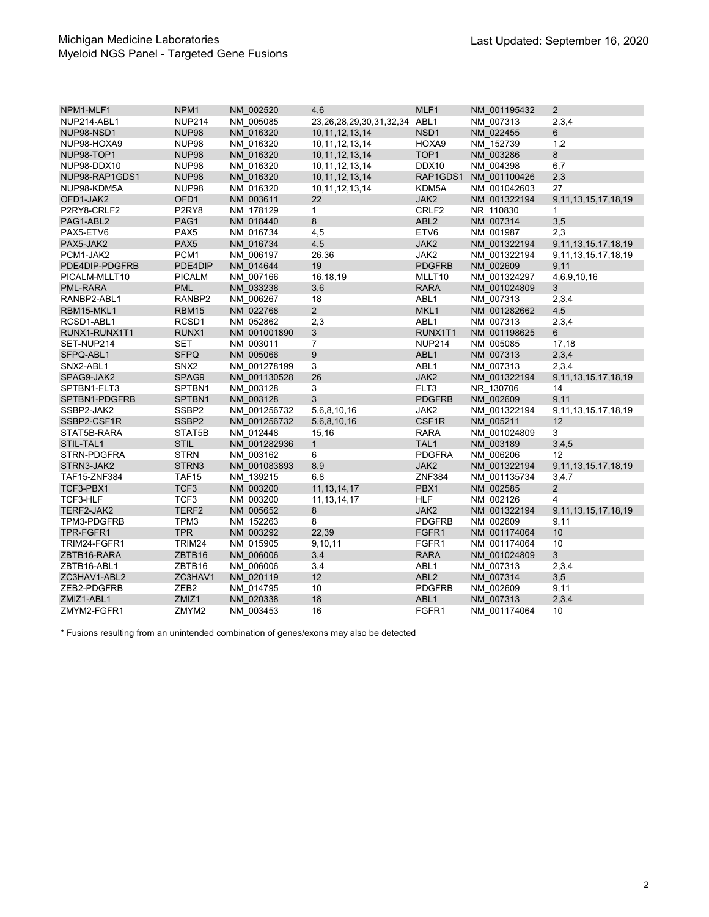| | | | | | | |
|---|---|---|---|---|---|---|
| NPM1-MLF1 | NPM1 | NM_002520 | 4,6 | MLF1 | NM_001195432 | 2 |
| NUP214-ABL1 | NUP214 | NM_005085 | 23,26,28,29,30,31,32,34 | ABL1 | NM_007313 | 2,3,4 |
| NUP98-NSD1 | NUP98 | NM_016320 | 10,11,12,13,14 | NSD1 | NM_022455 | 6 |
| NUP98-HOXA9 | NUP98 | NM_016320 | 10,11,12,13,14 | HOXA9 | NM_152739 | 1,2 |
| NUP98-TOP1 | NUP98 | NM_016320 | 10,11,12,13,14 | TOP1 | NM_003286 | 8 |
| NUP98-DDX10 | NUP98 | NM_016320 | 10,11,12,13,14 | DDX10 | NM_004398 | 6,7 |
| NUP98-RAP1GDS1 | NUP98 | NM_016320 | 10,11,12,13,14 | RAP1GDS1 | NM_001100426 | 2,3 |
| NUP98-KDM5A | NUP98 | NM_016320 | 10,11,12,13,14 | KDM5A | NM_001042603 | 27 |
| OFD1-JAK2 | OFD1 | NM_003611 | 22 | JAK2 | NM_001322194 | 9,11,13,15,17,18,19 |
| P2RY8-CRLF2 | P2RY8 | NM_178129 | 1 | CRLF2 | NR_110830 | 1 |
| PAG1-ABL2 | PAG1 | NM_018440 | 8 | ABL2 | NM_007314 | 3,5 |
| PAX5-ETV6 | PAX5 | NM_016734 | 4,5 | ETV6 | NM_001987 | 2,3 |
| PAX5-JAK2 | PAX5 | NM_016734 | 4,5 | JAK2 | NM_001322194 | 9,11,13,15,17,18,19 |
| PCM1-JAK2 | PCM1 | NM_006197 | 26,36 | JAK2 | NM_001322194 | 9,11,13,15,17,18,19 |
| PDE4DIP-PDGFRB | PDE4DIP | NM_014644 | 19 | PDGFRB | NM_002609 | 9,11 |
| PICALM-MLLT10 | PICALM | NM_007166 | 16,18,19 | MLLT10 | NM_001324297 | 4,6,9,10,16 |
| PML-RARA | PML | NM_033238 | 3,6 | RARA | NM_001024809 | 3 |
| RANBP2-ABL1 | RANBP2 | NM_006267 | 18 | ABL1 | NM_007313 | 2,3,4 |
| RBM15-MKL1 | RBM15 | NM_022768 | 2 | MKL1 | NM_001282662 | 4,5 |
| RCSD1-ABL1 | RCSD1 | NM_052862 | 2,3 | ABL1 | NM_007313 | 2,3,4 |
| RUNX1-RUNX1T1 | RUNX1 | NM_001001890 | 3 | RUNX1T1 | NM_001198625 | 6 |
| SET-NUP214 | SET | NM_003011 | 7 | NUP214 | NM_005085 | 17,18 |
| SFPQ-ABL1 | SFPQ | NM_005066 | 9 | ABL1 | NM_007313 | 2,3,4 |
| SNX2-ABL1 | SNX2 | NM_001278199 | 3 | ABL1 | NM_007313 | 2,3,4 |
| SPAG9-JAK2 | SPAG9 | NM_001130528 | 26 | JAK2 | NM_001322194 | 9,11,13,15,17,18,19 |
| SPTBN1-FLT3 | SPTBN1 | NM_003128 | 3 | FLT3 | NR_130706 | 14 |
| SPTBN1-PDGFRB | SPTBN1 | NM_003128 | 3 | PDGFRB | NM_002609 | 9,11 |
| SSBP2-JAK2 | SSBP2 | NM_001256732 | 5,6,8,10,16 | JAK2 | NM_001322194 | 9,11,13,15,17,18,19 |
| SSBP2-CSF1R | SSBP2 | NM_001256732 | 5,6,8,10,16 | CSF1R | NM_005211 | 12 |
| STAT5B-RARA | STAT5B | NM_012448 | 15,16 | RARA | NM_001024809 | 3 |
| STIL-TAL1 | STIL | NM_001282936 | 1 | TAL1 | NM_003189 | 3,4,5 |
| STRN-PDGFRA | STRN | NM_003162 | 6 | PDGFRA | NM_006206 | 12 |
| STRN3-JAK2 | STRN3 | NM_001083893 | 8,9 | JAK2 | NM_001322194 | 9,11,13,15,17,18,19 |
| TAF15-ZNF384 | TAF15 | NM_139215 | 6,8 | ZNF384 | NM_001135734 | 3,4,7 |
| TCF3-PBX1 | TCF3 | NM_003200 | 11,13,14,17 | PBX1 | NM_002585 | 2 |
| TCF3-HLF | TCF3 | NM_003200 | 11,13,14,17 | HLF | NM_002126 | 4 |
| TERF2-JAK2 | TERF2 | NM_005652 | 8 | JAK2 | NM_001322194 | 9,11,13,15,17,18,19 |
| TPM3-PDGFRB | TPM3 | NM_152263 | 8 | PDGFRB | NM_002609 | 9,11 |
| TPR-FGFR1 | TPR | NM_003292 | 22,39 | FGFR1 | NM_001174064 | 10 |
| TRIM24-FGFR1 | TRIM24 | NM_015905 | 9,10,11 | FGFR1 | NM_001174064 | 10 |
| ZBTB16-RARA | ZBTB16 | NM_006006 | 3,4 | RARA | NM_001024809 | 3 |
| ZBTB16-ABL1 | ZBTB16 | NM_006006 | 3,4 | ABL1 | NM_007313 | 2,3,4 |
| ZC3HAV1-ABL2 | ZC3HAV1 | NM_020119 | 12 | ABL2 | NM_007314 | 3,5 |
| ZEB2-PDGFRB | ZEB2 | NM_014795 | 10 | PDGFRB | NM_002609 | 9,11 |
| ZMIZ1-ABL1 | ZMIZ1 | NM_020338 | 18 | ABL1 | NM_007313 | 2,3,4 |
| ZMYM2-FGFR1 | ZMYM2 | NM_003453 | 16 | FGFR1 | NM_001174064 | 10 |

* Fusions resulting from an unintended combination of genes/exons may also be detected